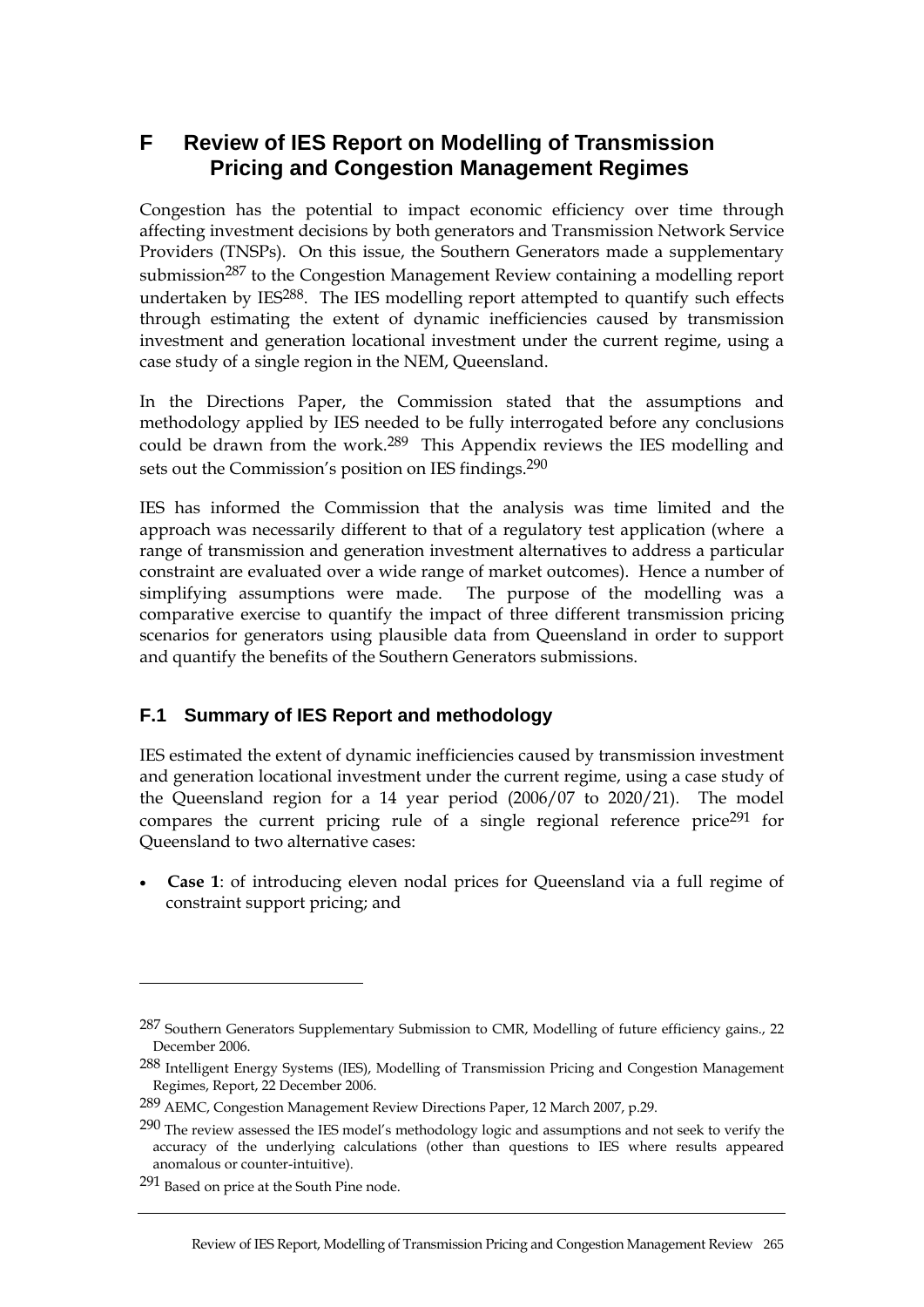# F Review of IES Report on Modelling of Transmission Pricing and Congestion Management Regimes

Congestion has the potential to impact economic efficiency over time through affecting investment decisions by both generators and Transmission Network Service Providers (TNSPs). On this issue, the Southern Generators made a supplementary submission[287] to the Congestion Management Review containing a modelling report undertaken by IES[288]. The IES modelling report attempted to quantify such effects through estimating the extent of dynamic inefficiencies caused by transmission investment and generation locational investment under the current regime, using a case study of a single region in the NEM, Queensland.

In the Directions Paper, the Commission stated that the assumptions and methodology applied by IES needed to be fully interrogated before any conclusions could be drawn from the work.[289] This Appendix reviews the IES modelling and sets out the Commission's position on IES findings.[290]

IES has informed the Commission that the analysis was time limited and the approach was necessarily different to that of a regulatory test application (where a range of transmission and generation investment alternatives to address a particular constraint are evaluated over a wide range of market outcomes). Hence a number of simplifying assumptions were made. The purpose of the modelling was a comparative exercise to quantify the impact of three different transmission pricing scenarios for generators using plausible data from Queensland in order to support and quantify the benefits of the Southern Generators submissions.

## F.1 Summary of IES Report and methodology

IES estimated the extent of dynamic inefficiencies caused by transmission investment and generation locational investment under the current regime, using a case study of the Queensland region for a 14 year period (2006/07 to 2020/21). The model compares the current pricing rule of a single regional reference price[291] for Queensland to two alternative cases:

- **Case 1**: of introducing eleven nodal prices for Queensland via a full regime of constraint support pricing; and

---

[287] Southern Generators Supplementary Submission to CMR, Modelling of future efficiency gains., 22 December 2006.

[288] Intelligent Energy Systems (IES), Modelling of Transmission Pricing and Congestion Management Regimes, Report, 22 December 2006.

[289] AEMC, Congestion Management Review Directions Paper, 12 March 2007, p.29.

[290] The review assessed the IES model's methodology logic and assumptions and not seek to verify the accuracy of the underlying calculations (other than questions to IES where results appeared anomalous or counter-intuitive).

[291] Based on price at the South Pine node.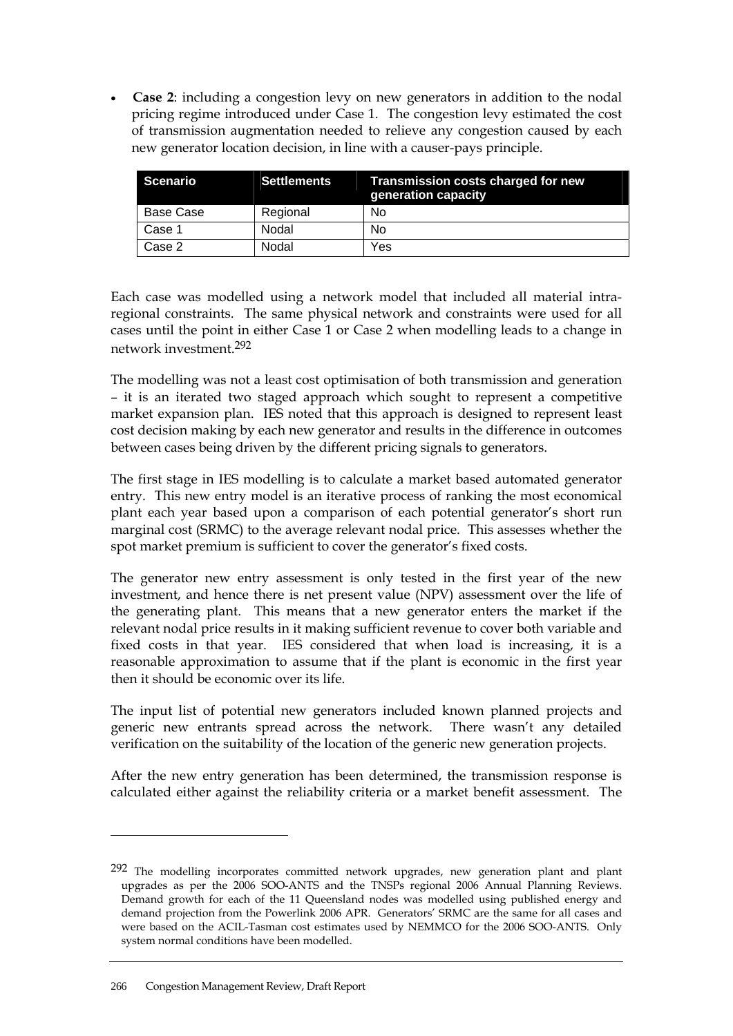- **Case 2**: including a congestion levy on new generators in addition to the nodal pricing regime introduced under Case 1. The congestion levy estimated the cost of transmission augmentation needed to relieve any congestion caused by each new generator location decision, in line with a causer-pays principle.

| Scenario | Settlements | Transmission costs charged for new generation capacity |
|---|---|---|
| Base Case | Regional | No |
| Case 1 | Nodal | No |
| Case 2 | Nodal | Yes |

Each case was modelled using a network model that included all material intra-regional constraints. The same physical network and constraints were used for all cases until the point in either Case 1 or Case 2 when modelling leads to a change in network investment.[292]

The modelling was not a least cost optimisation of both transmission and generation – it is an iterated two staged approach which sought to represent a competitive market expansion plan. IES noted that this approach is designed to represent least cost decision making by each new generator and results in the difference in outcomes between cases being driven by the different pricing signals to generators.

The first stage in IES modelling is to calculate a market based automated generator entry. This new entry model is an iterative process of ranking the most economical plant each year based upon a comparison of each potential generator's short run marginal cost (SRMC) to the average relevant nodal price. This assesses whether the spot market premium is sufficient to cover the generator's fixed costs.

The generator new entry assessment is only tested in the first year of the new investment, and hence there is net present value (NPV) assessment over the life of the generating plant. This means that a new generator enters the market if the relevant nodal price results in it making sufficient revenue to cover both variable and fixed costs in that year. IES considered that when load is increasing, it is a reasonable approximation to assume that if the plant is economic in the first year then it should be economic over its life.

The input list of potential new generators included known planned projects and generic new entrants spread across the network. There wasn't any detailed verification on the suitability of the location of the generic new generation projects.

After the new entry generation has been determined, the transmission response is calculated either against the reliability criteria or a market benefit assessment. The

[292] The modelling incorporates committed network upgrades, new generation plant and plant upgrades as per the 2006 SOO-ANTS and the TNSPs regional 2006 Annual Planning Reviews. Demand growth for each of the 11 Queensland nodes was modelled using published energy and demand projection from the Powerlink 2006 APR. Generators' SRMC are the same for all cases and were based on the ACIL-Tasman cost estimates used by NEMMCO for the 2006 SOO-ANTS. Only system normal conditions have been modelled.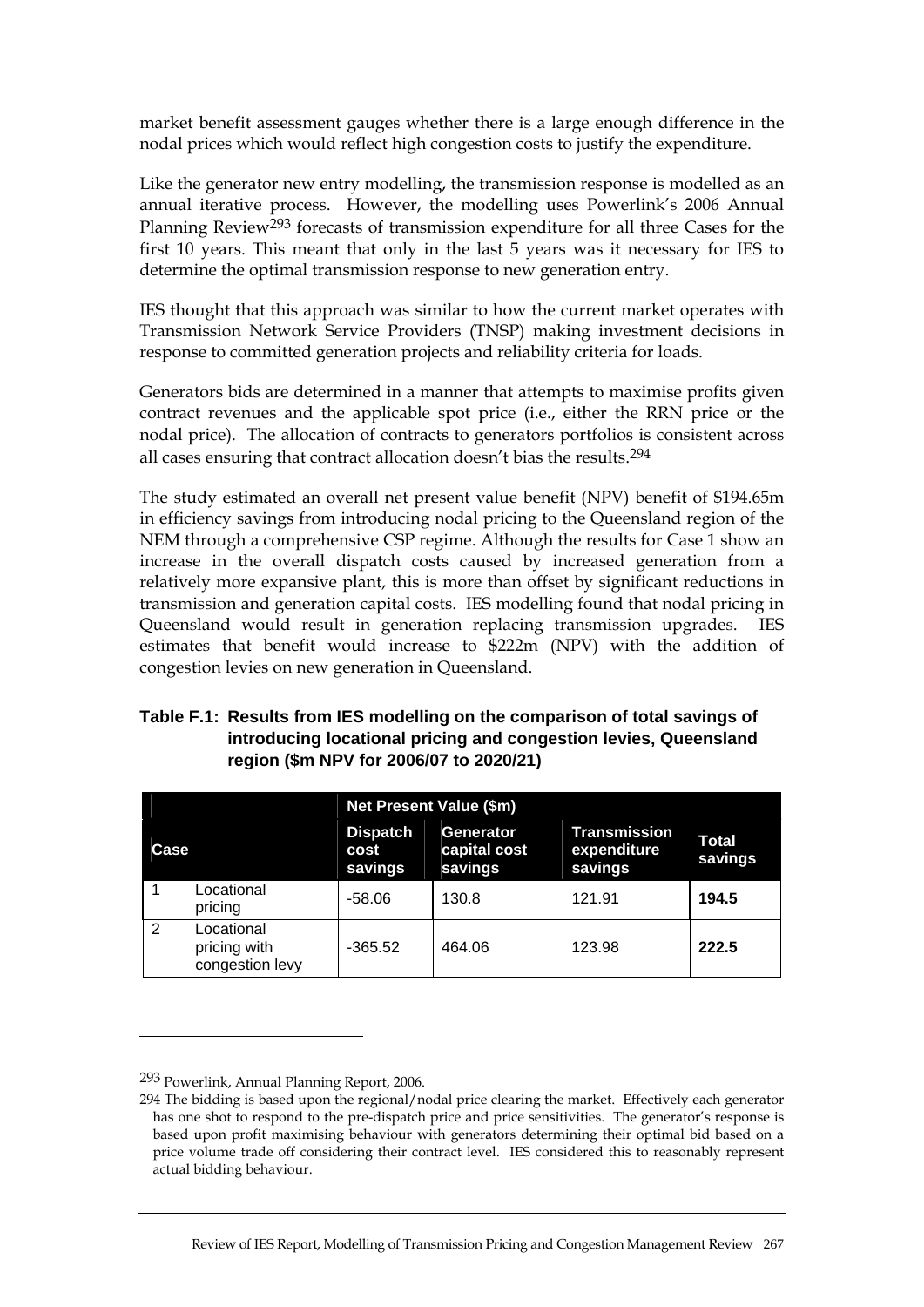market benefit assessment gauges whether there is a large enough difference in the nodal prices which would reflect high congestion costs to justify the expenditure.

Like the generator new entry modelling, the transmission response is modelled as an annual iterative process. However, the modelling uses Powerlink's 2006 Annual Planning Review[293] forecasts of transmission expenditure for all three Cases for the first 10 years. This meant that only in the last 5 years was it necessary for IES to determine the optimal transmission response to new generation entry.

IES thought that this approach was similar to how the current market operates with Transmission Network Service Providers (TNSP) making investment decisions in response to committed generation projects and reliability criteria for loads.

Generators bids are determined in a manner that attempts to maximise profits given contract revenues and the applicable spot price (i.e., either the RRN price or the nodal price). The allocation of contracts to generators portfolios is consistent across all cases ensuring that contract allocation doesn't bias the results.[294]

The study estimated an overall net present value benefit (NPV) benefit of \$194.65m in efficiency savings from introducing nodal pricing to the Queensland region of the NEM through a comprehensive CSP regime. Although the results for Case 1 show an increase in the overall dispatch costs caused by increased generation from a relatively more expansive plant, this is more than offset by significant reductions in transmission and generation capital costs. IES modelling found that nodal pricing in Queensland would result in generation replacing transmission upgrades. IES estimates that benefit would increase to \$222m (NPV) with the addition of congestion levies on new generation in Queensland.

**Table F.1: Results from IES modelling on the comparison of total savings of introducing locational pricing and congestion levies, Queensland region (\$m NPV for 2006/07 to 2020/21)**

| | | Net Present Value (\$m) | | | |
|---|---|---|---|---|---|
| Case | | Dispatch cost savings | Generator capital cost savings | Transmission expenditure savings | Total savings |
| 1 | Locational pricing | -58.06 | 130.8 | 121.91 | **194.5** |
| 2 | Locational pricing with congestion levy | -365.52 | 464.06 | 123.98 | **222.5** |

---

[293] Powerlink, Annual Planning Report, 2006.

[294] The bidding is based upon the regional/nodal price clearing the market. Effectively each generator has one shot to respond to the pre-dispatch price and price sensitivities. The generator's response is based upon profit maximising behaviour with generators determining their optimal bid based on a price volume trade off considering their contract level. IES considered this to reasonably represent actual bidding behaviour.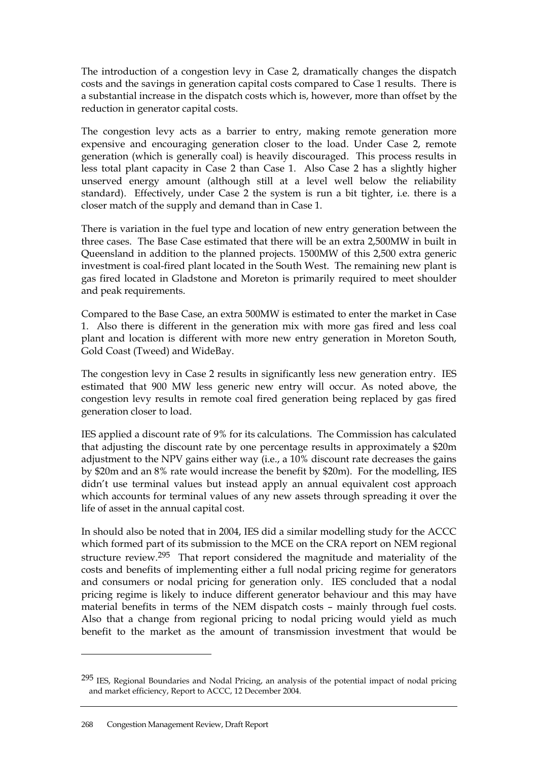The introduction of a congestion levy in Case 2, dramatically changes the dispatch costs and the savings in generation capital costs compared to Case 1 results. There is a substantial increase in the dispatch costs which is, however, more than offset by the reduction in generator capital costs.

The congestion levy acts as a barrier to entry, making remote generation more expensive and encouraging generation closer to the load. Under Case 2, remote generation (which is generally coal) is heavily discouraged. This process results in less total plant capacity in Case 2 than Case 1. Also Case 2 has a slightly higher unserved energy amount (although still at a level well below the reliability standard). Effectively, under Case 2 the system is run a bit tighter, i.e. there is a closer match of the supply and demand than in Case 1.

There is variation in the fuel type and location of new entry generation between the three cases. The Base Case estimated that there will be an extra 2,500MW in built in Queensland in addition to the planned projects. 1500MW of this 2,500 extra generic investment is coal-fired plant located in the South West. The remaining new plant is gas fired located in Gladstone and Moreton is primarily required to meet shoulder and peak requirements.

Compared to the Base Case, an extra 500MW is estimated to enter the market in Case 1. Also there is different in the generation mix with more gas fired and less coal plant and location is different with more new entry generation in Moreton South, Gold Coast (Tweed) and WideBay.

The congestion levy in Case 2 results in significantly less new generation entry. IES estimated that 900 MW less generic new entry will occur. As noted above, the congestion levy results in remote coal fired generation being replaced by gas fired generation closer to load.

IES applied a discount rate of 9% for its calculations. The Commission has calculated that adjusting the discount rate by one percentage results in approximately a $20m adjustment to the NPV gains either way (i.e., a 10% discount rate decreases the gains by $20m and an 8% rate would increase the benefit by $20m). For the modelling, IES didn't use terminal values but instead apply an annual equivalent cost approach which accounts for terminal values of any new assets through spreading it over the life of asset in the annual capital cost.

In should also be noted that in 2004, IES did a similar modelling study for the ACCC which formed part of its submission to the MCE on the CRA report on NEM regional structure review.[295] That report considered the magnitude and materiality of the costs and benefits of implementing either a full nodal pricing regime for generators and consumers or nodal pricing for generation only. IES concluded that a nodal pricing regime is likely to induce different generator behaviour and this may have material benefits in terms of the NEM dispatch costs – mainly through fuel costs. Also that a change from regional pricing to nodal pricing would yield as much benefit to the market as the amount of transmission investment that would be

---

[295] IES, Regional Boundaries and Nodal Pricing, an analysis of the potential impact of nodal pricing and market efficiency, Report to ACCC, 12 December 2004.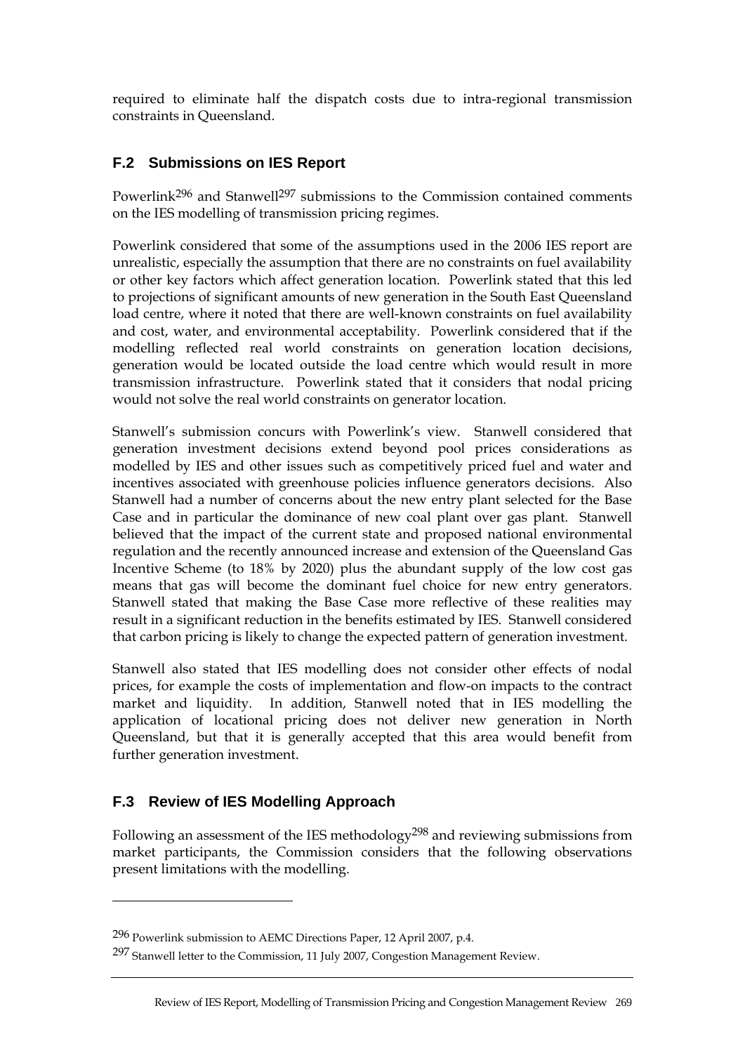required to eliminate half the dispatch costs due to intra-regional transmission constraints in Queensland.

## F.2 Submissions on IES Report

Powerlink[296] and Stanwell[297] submissions to the Commission contained comments on the IES modelling of transmission pricing regimes.

Powerlink considered that some of the assumptions used in the 2006 IES report are unrealistic, especially the assumption that there are no constraints on fuel availability or other key factors which affect generation location. Powerlink stated that this led to projections of significant amounts of new generation in the South East Queensland load centre, where it noted that there are well-known constraints on fuel availability and cost, water, and environmental acceptability. Powerlink considered that if the modelling reflected real world constraints on generation location decisions, generation would be located outside the load centre which would result in more transmission infrastructure. Powerlink stated that it considers that nodal pricing would not solve the real world constraints on generator location.

Stanwell's submission concurs with Powerlink's view. Stanwell considered that generation investment decisions extend beyond pool prices considerations as modelled by IES and other issues such as competitively priced fuel and water and incentives associated with greenhouse policies influence generators decisions. Also Stanwell had a number of concerns about the new entry plant selected for the Base Case and in particular the dominance of new coal plant over gas plant. Stanwell believed that the impact of the current state and proposed national environmental regulation and the recently announced increase and extension of the Queensland Gas Incentive Scheme (to 18% by 2020) plus the abundant supply of the low cost gas means that gas will become the dominant fuel choice for new entry generators. Stanwell stated that making the Base Case more reflective of these realities may result in a significant reduction in the benefits estimated by IES. Stanwell considered that carbon pricing is likely to change the expected pattern of generation investment.

Stanwell also stated that IES modelling does not consider other effects of nodal prices, for example the costs of implementation and flow-on impacts to the contract market and liquidity. In addition, Stanwell noted that in IES modelling the application of locational pricing does not deliver new generation in North Queensland, but that it is generally accepted that this area would benefit from further generation investment.

## F.3 Review of IES Modelling Approach

Following an assessment of the IES methodology[298] and reviewing submissions from market participants, the Commission considers that the following observations present limitations with the modelling.

---

[296] Powerlink submission to AEMC Directions Paper, 12 April 2007, p.4.

[297] Stanwell letter to the Commission, 11 July 2007, Congestion Management Review.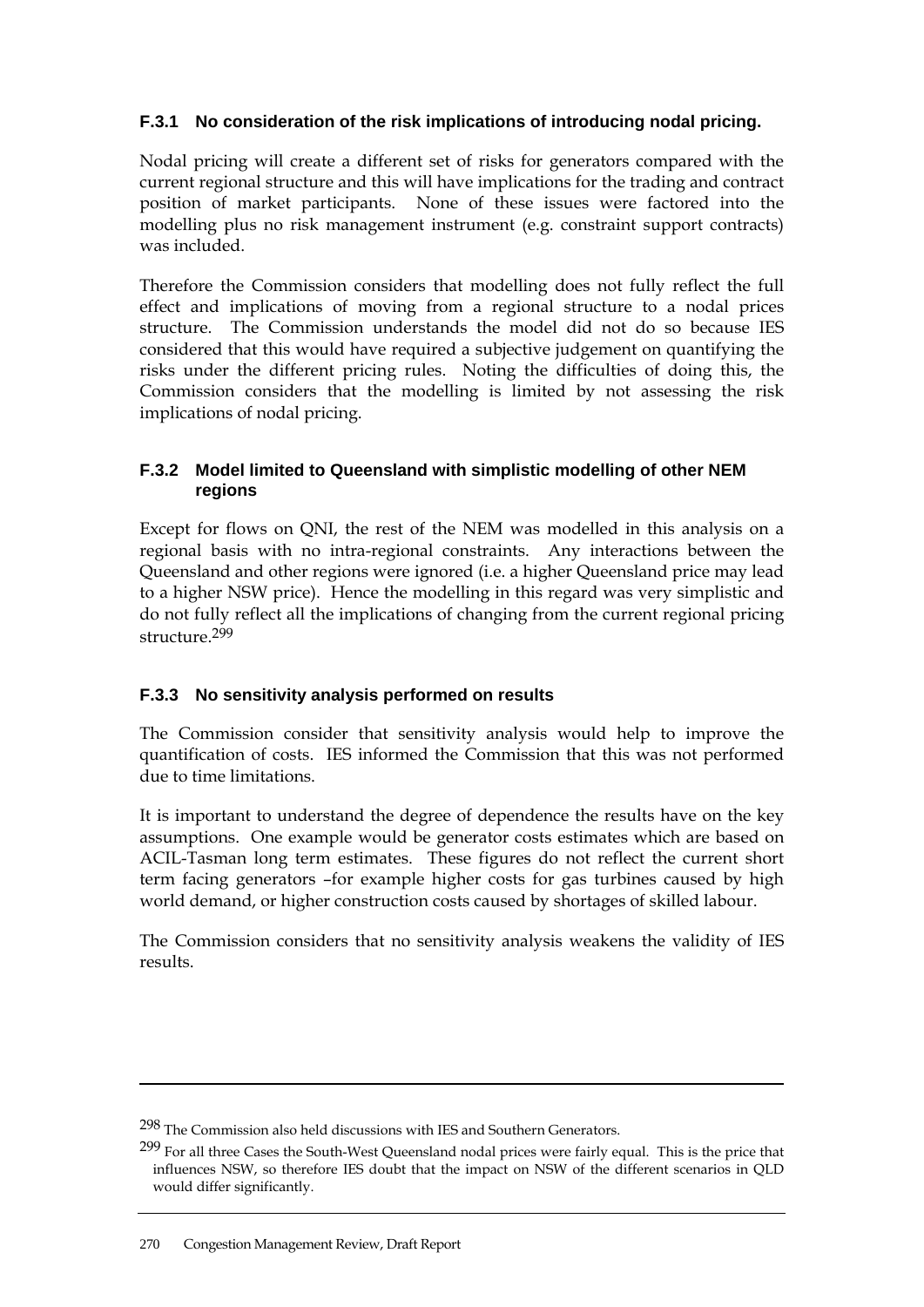### F.3.1 No consideration of the risk implications of introducing nodal pricing.

Nodal pricing will create a different set of risks for generators compared with the current regional structure and this will have implications for the trading and contract position of market participants. None of these issues were factored into the modelling plus no risk management instrument (e.g. constraint support contracts) was included.

Therefore the Commission considers that modelling does not fully reflect the full effect and implications of moving from a regional structure to a nodal prices structure. The Commission understands the model did not do so because IES considered that this would have required a subjective judgement on quantifying the risks under the different pricing rules. Noting the difficulties of doing this, the Commission considers that the modelling is limited by not assessing the risk implications of nodal pricing.

### F.3.2 Model limited to Queensland with simplistic modelling of other NEM regions

Except for flows on QNI, the rest of the NEM was modelled in this analysis on a regional basis with no intra-regional constraints. Any interactions between the Queensland and other regions were ignored (i.e. a higher Queensland price may lead to a higher NSW price). Hence the modelling in this regard was very simplistic and do not fully reflect all the implications of changing from the current regional pricing structure.[299]

### F.3.3 No sensitivity analysis performed on results

The Commission consider that sensitivity analysis would help to improve the quantification of costs. IES informed the Commission that this was not performed due to time limitations.

It is important to understand the degree of dependence the results have on the key assumptions. One example would be generator costs estimates which are based on ACIL-Tasman long term estimates. These figures do not reflect the current short term facing generators –for example higher costs for gas turbines caused by high world demand, or higher construction costs caused by shortages of skilled labour.

The Commission considers that no sensitivity analysis weakens the validity of IES results.

---

[298] The Commission also held discussions with IES and Southern Generators.

[299] For all three Cases the South-West Queensland nodal prices were fairly equal. This is the price that influences NSW, so therefore IES doubt that the impact on NSW of the different scenarios in QLD would differ significantly.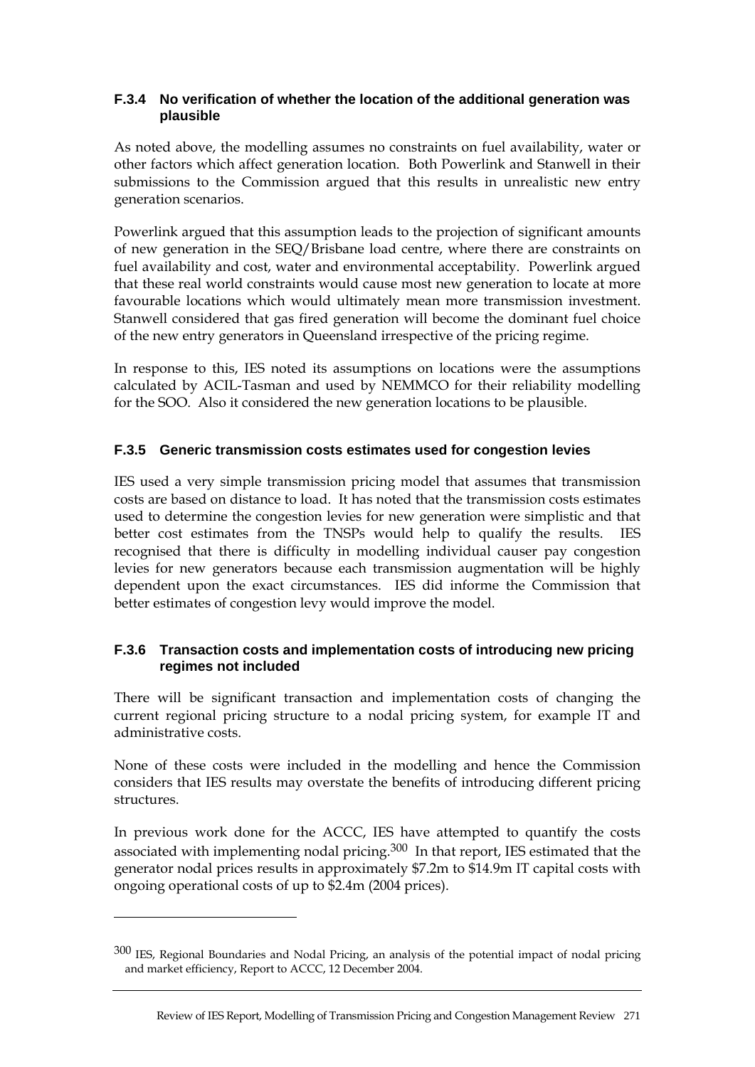### F.3.4 No verification of whether the location of the additional generation was plausible

As noted above, the modelling assumes no constraints on fuel availability, water or other factors which affect generation location. Both Powerlink and Stanwell in their submissions to the Commission argued that this results in unrealistic new entry generation scenarios.

Powerlink argued that this assumption leads to the projection of significant amounts of new generation in the SEQ/Brisbane load centre, where there are constraints on fuel availability and cost, water and environmental acceptability. Powerlink argued that these real world constraints would cause most new generation to locate at more favourable locations which would ultimately mean more transmission investment. Stanwell considered that gas fired generation will become the dominant fuel choice of the new entry generators in Queensland irrespective of the pricing regime.

In response to this, IES noted its assumptions on locations were the assumptions calculated by ACIL-Tasman and used by NEMMCO for their reliability modelling for the SOO. Also it considered the new generation locations to be plausible.

### F.3.5 Generic transmission costs estimates used for congestion levies

IES used a very simple transmission pricing model that assumes that transmission costs are based on distance to load. It has noted that the transmission costs estimates used to determine the congestion levies for new generation were simplistic and that better cost estimates from the TNSPs would help to qualify the results. IES recognised that there is difficulty in modelling individual causer pay congestion levies for new generators because each transmission augmentation will be highly dependent upon the exact circumstances. IES did informe the Commission that better estimates of congestion levy would improve the model.

### F.3.6 Transaction costs and implementation costs of introducing new pricing regimes not included

There will be significant transaction and implementation costs of changing the current regional pricing structure to a nodal pricing system, for example IT and administrative costs.

None of these costs were included in the modelling and hence the Commission considers that IES results may overstate the benefits of introducing different pricing structures.

In previous work done for the ACCC, IES have attempted to quantify the costs associated with implementing nodal pricing.[300] In that report, IES estimated that the generator nodal prices results in approximately $7.2m to $14.9m IT capital costs with ongoing operational costs of up to $2.4m (2004 prices).

---

[300] IES, Regional Boundaries and Nodal Pricing, an analysis of the potential impact of nodal pricing and market efficiency, Report to ACCC, 12 December 2004.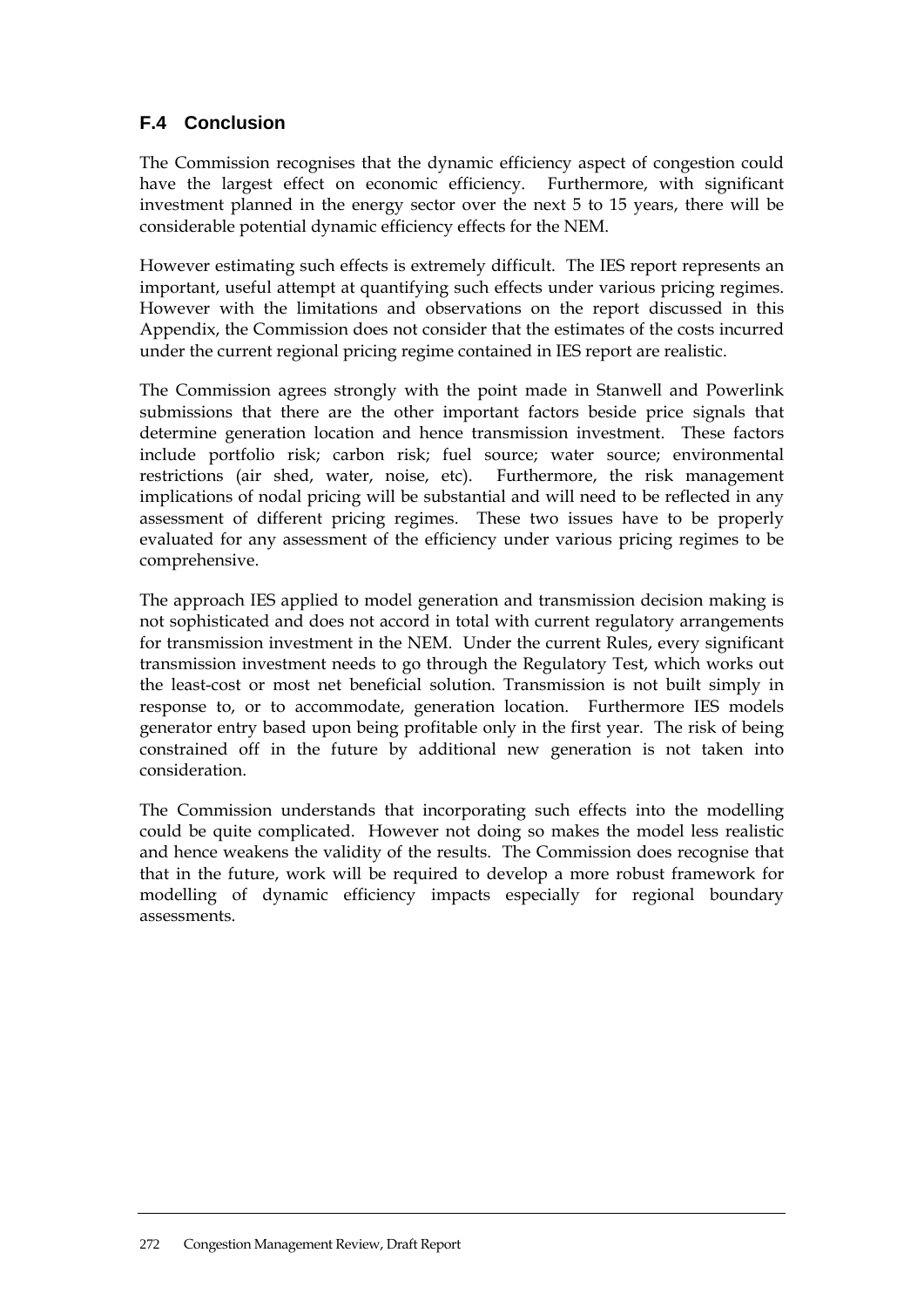## F.4 Conclusion

The Commission recognises that the dynamic efficiency aspect of congestion could have the largest effect on economic efficiency. Furthermore, with significant investment planned in the energy sector over the next 5 to 15 years, there will be considerable potential dynamic efficiency effects for the NEM.

However estimating such effects is extremely difficult. The IES report represents an important, useful attempt at quantifying such effects under various pricing regimes. However with the limitations and observations on the report discussed in this Appendix, the Commission does not consider that the estimates of the costs incurred under the current regional pricing regime contained in IES report are realistic.

The Commission agrees strongly with the point made in Stanwell and Powerlink submissions that there are the other important factors beside price signals that determine generation location and hence transmission investment. These factors include portfolio risk; carbon risk; fuel source; water source; environmental restrictions (air shed, water, noise, etc). Furthermore, the risk management implications of nodal pricing will be substantial and will need to be reflected in any assessment of different pricing regimes. These two issues have to be properly evaluated for any assessment of the efficiency under various pricing regimes to be comprehensive.

The approach IES applied to model generation and transmission decision making is not sophisticated and does not accord in total with current regulatory arrangements for transmission investment in the NEM. Under the current Rules, every significant transmission investment needs to go through the Regulatory Test, which works out the least-cost or most net beneficial solution. Transmission is not built simply in response to, or to accommodate, generation location. Furthermore IES models generator entry based upon being profitable only in the first year. The risk of being constrained off in the future by additional new generation is not taken into consideration.

The Commission understands that incorporating such effects into the modelling could be quite complicated. However not doing so makes the model less realistic and hence weakens the validity of the results. The Commission does recognise that that in the future, work will be required to develop a more robust framework for modelling of dynamic efficiency impacts especially for regional boundary assessments.